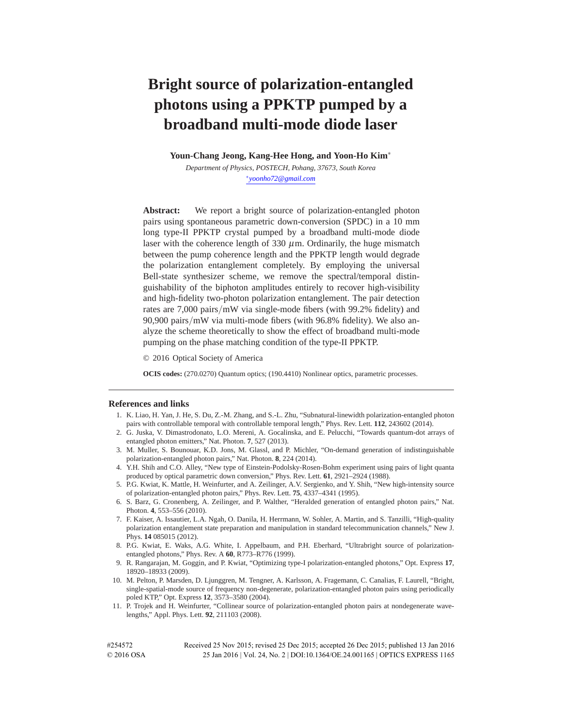# Bright source of polarization-entangled photons using a PPKTP pumped by a broadband multi-mode diode laser

**Youn-Chang Jeong, Kang-Hee Hong, and Yoon-Ho Kim***

*Department of Physics, POSTECH, Pohang, 37673, South Korea*

*yoonho72@gmail.com

**Abstract:** We report a bright source of polarization-entangled photon pairs using spontaneous parametric down-conversion (SPDC) in a 10 mm long type-II PPKTP crystal pumped by a broadband multi-mode diode laser with the coherence length of 330 $\mu$m. Ordinarily, the huge mismatch between the pump coherence length and the PPKTP length would degrade the polarization entanglement completely. By employing the universal Bell-state synthesizer scheme, we remove the spectral/temporal distinguishability of the biphoton amplitudes entirely to recover high-visibility and high-fidelity two-photon polarization entanglement. The pair detection rates are 7,000 pairs/mW via single-mode fibers (with 99.2% fidelity) and 90,900 pairs/mW via multi-mode fibers (with 96.8% fidelity). We also analyze the scheme theoretically to show the effect of broadband multi-mode pumping on the phase matching condition of the type-II PPKTP.

© 2016 Optical Society of America

**OCIS codes:** (270.0270) Quantum optics; (190.4410) Nonlinear optics, parametric processes.

## References and links

1. K. Liao, H. Yan, J. He, S. Du, Z.-M. Zhang, and S.-L. Zhu, "Subnatural-linewidth polarization-entangled photon pairs with controllable temporal with controllable temporal length," Phys. Rev. Lett. **112**, 243602 (2014).
2. G. Juska, V. Dimastrodonato, L.O. Mereni, A. Gocalinska, and E. Pelucchi, "Towards quantum-dot arrays of entangled photon emitters," Nat. Photon. **7**, 527 (2013).
3. M. Muller, S. Bounouar, K.D. Jons, M. Glassl, and P. Michler, "On-demand generation of indistinguishable polarization-entangled photon pairs," Nat. Photon. **8**, 224 (2014).
4. Y.H. Shih and C.O. Alley, "New type of Einstein-Podolsky-Rosen-Bohm experiment using pairs of light quanta produced by optical parametric down conversion," Phys. Rev. Lett. **61**, 2921–2924 (1988).
5. P.G. Kwiat, K. Mattle, H. Weinfurter, and A. Zeilinger, A.V. Sergienko, and Y. Shih, "New high-intensity source of polarization-entangled photon pairs," Phys. Rev. Lett. **75**, 4337–4341 (1995).
6. S. Barz, G. Cronenberg, A. Zeilinger, and P. Walther, "Heralded generation of entangled photon pairs," Nat. Photon. **4**, 553–556 (2010).
7. F. Kaiser, A. Issautier, L.A. Ngah, O. Danila, H. Herrmann, W. Sohler, A. Martin, and S. Tanzilli, "High-quality polarization entanglement state preparation and manipulation in standard telecommunication channels," New J. Phys. **14** 085015 (2012).
8. P.G. Kwiat, E. Waks, A.G. White, I. Appelbaum, and P.H. Eberhard, "Ultrabright source of polarization-entangled photons," Phys. Rev. A **60**, R773–R776 (1999).
9. R. Rangarajan, M. Goggin, and P. Kwiat, "Optimizing type-I polarization-entangled photons," Opt. Express **17**, 18920–18933 (2009).
10. M. Pelton, P. Marsden, D. Ljunggren, M. Tengner, A. Karlsson, A. Fragemann, C. Canalias, F. Laurell, "Bright, single-spatial-mode source of frequency non-degenerate, polarization-entangled photon pairs using periodically poled KTP," Opt. Express **12**, 3573–3580 (2004).
11. P. Trojek and H. Weinfurter, "Collinear source of polarization-entangled photon pairs at nondegenerate wavelengths," Appl. Phys. Lett. **92**, 211103 (2008).

#254572 Received 25 Nov 2015; revised 25 Dec 2015; accepted 26 Dec 2015; published 13 Jan 2016
© 2016 OSA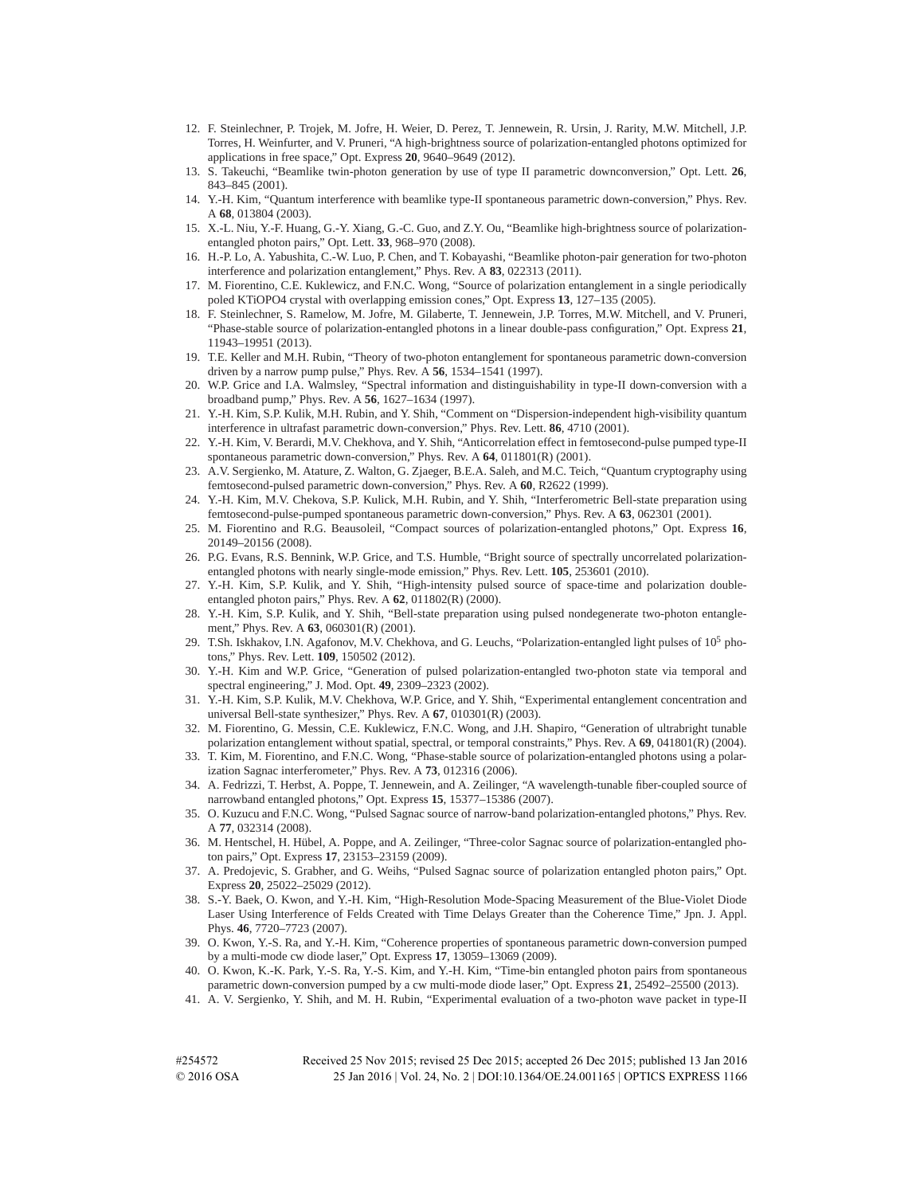12. F. Steinlechner, P. Trojek, M. Jofre, H. Weier, D. Perez, T. Jennewein, R. Ursin, J. Rarity, M.W. Mitchell, J.P. Torres, H. Weinfurter, and V. Pruneri, "A high-brightness source of polarization-entangled photons optimized for applications in free space," Opt. Express **20**, 9640–9649 (2012).
13. S. Takeuchi, "Beamlike twin-photon generation by use of type II parametric downconversion," Opt. Lett. **26**, 843–845 (2001).
14. Y.-H. Kim, "Quantum interference with beamlike type-II spontaneous parametric down-conversion," Phys. Rev. A **68**, 013804 (2003).
15. X.-L. Niu, Y.-F. Huang, G.-Y. Xiang, G.-C. Guo, and Z.Y. Ou, "Beamlike high-brightness source of polarization-entangled photon pairs," Opt. Lett. **33**, 968–970 (2008).
16. H.-P. Lo, A. Yabushita, C.-W. Luo, P. Chen, and T. Kobayashi, "Beamlike photon-pair generation for two-photon interference and polarization entanglement," Phys. Rev. A **83**, 022313 (2011).
17. M. Fiorentino, C.E. Kuklewicz, and F.N.C. Wong, "Source of polarization entanglement in a single periodically poled KTiOPO4 crystal with overlapping emission cones," Opt. Express **13**, 127–135 (2005).
18. F. Steinlechner, S. Ramelow, M. Jofre, M. Gilaberte, T. Jennewein, J.P. Torres, M.W. Mitchell, and V. Pruneri, "Phase-stable source of polarization-entangled photons in a linear double-pass configuration," Opt. Express **21**, 11943–19951 (2013).
19. T.E. Keller and M.H. Rubin, "Theory of two-photon entanglement for spontaneous parametric down-conversion driven by a narrow pump pulse," Phys. Rev. A **56**, 1534–1541 (1997).
20. W.P. Grice and I.A. Walmsley, "Spectral information and distinguishability in type-II down-conversion with a broadband pump," Phys. Rev. A **56**, 1627–1634 (1997).
21. Y.-H. Kim, S.P. Kulik, M.H. Rubin, and Y. Shih, "Comment on "Dispersion-independent high-visibility quantum interference in ultrafast parametric down-conversion," Phys. Rev. Lett. **86**, 4710 (2001).
22. Y.-H. Kim, V. Berardi, M.V. Chekhova, and Y. Shih, "Anticorrelation effect in femtosecond-pulse pumped type-II spontaneous parametric down-conversion," Phys. Rev. A **64**, 011801(R) (2001).
23. A.V. Sergienko, M. Atature, Z. Walton, G. Zjaeger, B.E.A. Saleh, and M.C. Teich, "Quantum cryptography using femtosecond-pulsed parametric down-conversion," Phys. Rev. A **60**, R2622 (1999).
24. Y.-H. Kim, M.V. Chekova, S.P. Kulick, M.H. Rubin, and Y. Shih, "Interferometric Bell-state preparation using femtosecond-pulse-pumped spontaneous parametric down-conversion," Phys. Rev. A **63**, 062301 (2001).
25. M. Fiorentino and R.G. Beausoleil, "Compact sources of polarization-entangled photons," Opt. Express **16**, 20149–20156 (2008).
26. P.G. Evans, R.S. Bennink, W.P. Grice, and T.S. Humble, "Bright source of spectrally uncorrelated polarization-entangled photons with nearly single-mode emission," Phys. Rev. Lett. **105**, 253601 (2010).
27. Y.-H. Kim, S.P. Kulik, and Y. Shih, "High-intensity pulsed source of space-time and polarization double-entangled photon pairs," Phys. Rev. A **62**, 011802(R) (2000).
28. Y.-H. Kim, S.P. Kulik, and Y. Shih, "Bell-state preparation using pulsed nondegenerate two-photon entanglement," Phys. Rev. A **63**, 060301(R) (2001).
29. T.Sh. Iskhakov, I.N. Agafonov, M.V. Chekhova, and G. Leuchs, "Polarization-entangled light pulses of $10^5$ photons," Phys. Rev. Lett. **109**, 150502 (2012).
30. Y.-H. Kim and W.P. Grice, "Generation of pulsed polarization-entangled two-photon state via temporal and spectral engineering," J. Mod. Opt. **49**, 2309–2323 (2002).
31. Y.-H. Kim, S.P. Kulik, M.V. Chekhova, W.P. Grice, and Y. Shih, "Experimental entanglement concentration and universal Bell-state synthesizer," Phys. Rev. A **67**, 010301(R) (2003).
32. M. Fiorentino, G. Messin, C.E. Kuklewicz, F.N.C. Wong, and J.H. Shapiro, "Generation of ultrabright tunable polarization entanglement without spatial, spectral, or temporal constraints," Phys. Rev. A **69**, 041801(R) (2004).
33. T. Kim, M. Fiorentino, and F.N.C. Wong, "Phase-stable source of polarization-entangled photons using a polarization Sagnac interferometer," Phys. Rev. A **73**, 012316 (2006).
34. A. Fedrizzi, T. Herbst, A. Poppe, T. Jennewein, and A. Zeilinger, "A wavelength-tunable fiber-coupled source of narrowband entangled photons," Opt. Express **15**, 15377–15386 (2007).
35. O. Kuzucu and F.N.C. Wong, "Pulsed Sagnac source of narrow-band polarization-entangled photons," Phys. Rev. A **77**, 032314 (2008).
36. M. Hentschel, H. Hübel, A. Poppe, and A. Zeilinger, "Three-color Sagnac source of polarization-entangled photon pairs," Opt. Express **17**, 23153–23159 (2009).
37. A. Predojevic, S. Grabher, and G. Weihs, "Pulsed Sagnac source of polarization entangled photon pairs," Opt. Express **20**, 25022–25029 (2012).
38. S.-Y. Baek, O. Kwon, and Y.-H. Kim, "High-Resolution Mode-Spacing Measurement of the Blue-Violet Diode Laser Using Interference of Felds Created with Time Delays Greater than the Coherence Time," Jpn. J. Appl. Phys. **46**, 7720–7723 (2007).
39. O. Kwon, Y.-S. Ra, and Y.-H. Kim, "Coherence properties of spontaneous parametric down-conversion pumped by a multi-mode cw diode laser," Opt. Express **17**, 13059–13069 (2009).
40. O. Kwon, K.-K. Park, Y.-S. Ra, Y.-S. Kim, and Y.-H. Kim, "Time-bin entangled photon pairs from spontaneous parametric down-conversion pumped by a cw multi-mode diode laser," Opt. Express **21**, 25492–25500 (2013).
41. A. V. Sergienko, Y. Shih, and M. H. Rubin, "Experimental evaluation of a two-photon wave packet in type-II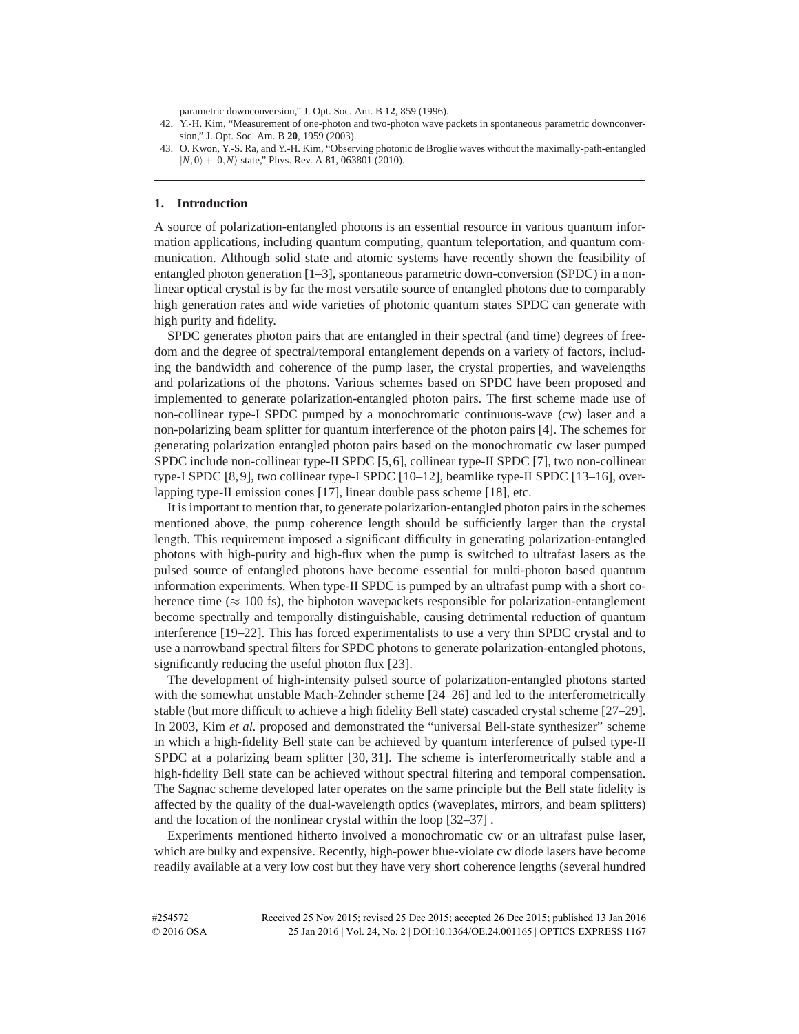parametric downconversion," J. Opt. Soc. Am. B **12**, 859 (1996).

42. Y.-H. Kim, "Measurement of one-photon and two-photon wave packets in spontaneous parametric downconversion," J. Opt. Soc. Am. B **20**, 1959 (2003).
43. O. Kwon, Y.-S. Ra, and Y.-H. Kim, "Observing photonic de Broglie waves without the maximally-path-entangled $|N,0\rangle + |0,N\rangle$ state," Phys. Rev. A **81**, 063801 (2010).

## 1. Introduction

A source of polarization-entangled photons is an essential resource in various quantum information applications, including quantum computing, quantum teleportation, and quantum communication. Although solid state and atomic systems have recently shown the feasibility of entangled photon generation [1–3], spontaneous parametric down-conversion (SPDC) in a nonlinear optical crystal is by far the most versatile source of entangled photons due to comparably high generation rates and wide varieties of photonic quantum states SPDC can generate with high purity and fidelity.

SPDC generates photon pairs that are entangled in their spectral (and time) degrees of freedom and the degree of spectral/temporal entanglement depends on a variety of factors, including the bandwidth and coherence of the pump laser, the crystal properties, and wavelengths and polarizations of the photons. Various schemes based on SPDC have been proposed and implemented to generate polarization-entangled photon pairs. The first scheme made use of non-collinear type-I SPDC pumped by a monochromatic continuous-wave (cw) laser and a non-polarizing beam splitter for quantum interference of the photon pairs [4]. The schemes for generating polarization entangled photon pairs based on the monochromatic cw laser pumped SPDC include non-collinear type-II SPDC [5,6], collinear type-II SPDC [7], two non-collinear type-I SPDC [8,9], two collinear type-I SPDC [10–12], beamlike type-II SPDC [13–16], overlapping type-II emission cones [17], linear double pass scheme [18], etc.

It is important to mention that, to generate polarization-entangled photon pairs in the schemes mentioned above, the pump coherence length should be sufficiently larger than the crystal length. This requirement imposed a significant difficulty in generating polarization-entangled photons with high-purity and high-flux when the pump is switched to ultrafast lasers as the pulsed source of entangled photons have become essential for multi-photon based quantum information experiments. When type-II SPDC is pumped by an ultrafast pump with a short coherence time ($\approx$ 100 fs), the biphoton wavepackets responsible for polarization-entanglement become spectrally and temporally distinguishable, causing detrimental reduction of quantum interference [19–22]. This has forced experimentalists to use a very thin SPDC crystal and to use a narrowband spectral filters for SPDC photons to generate polarization-entangled photons, significantly reducing the useful photon flux [23].

The development of high-intensity pulsed source of polarization-entangled photons started with the somewhat unstable Mach-Zehnder scheme [24–26] and led to the interferometrically stable (but more difficult to achieve a high fidelity Bell state) cascaded crystal scheme [27–29]. In 2003, Kim *et al.* proposed and demonstrated the "universal Bell-state synthesizer" scheme in which a high-fidelity Bell state can be achieved by quantum interference of pulsed type-II SPDC at a polarizing beam splitter [30, 31]. The scheme is interferometrically stable and a high-fidelity Bell state can be achieved without spectral filtering and temporal compensation. The Sagnac scheme developed later operates on the same principle but the Bell state fidelity is affected by the quality of the dual-wavelength optics (waveplates, mirrors, and beam splitters) and the location of the nonlinear crystal within the loop [32–37] .

Experiments mentioned hitherto involved a monochromatic cw or an ultrafast pulse laser, which are bulky and expensive. Recently, high-power blue-violate cw diode lasers have become readily available at a very low cost but they have very short coherence lengths (several hundred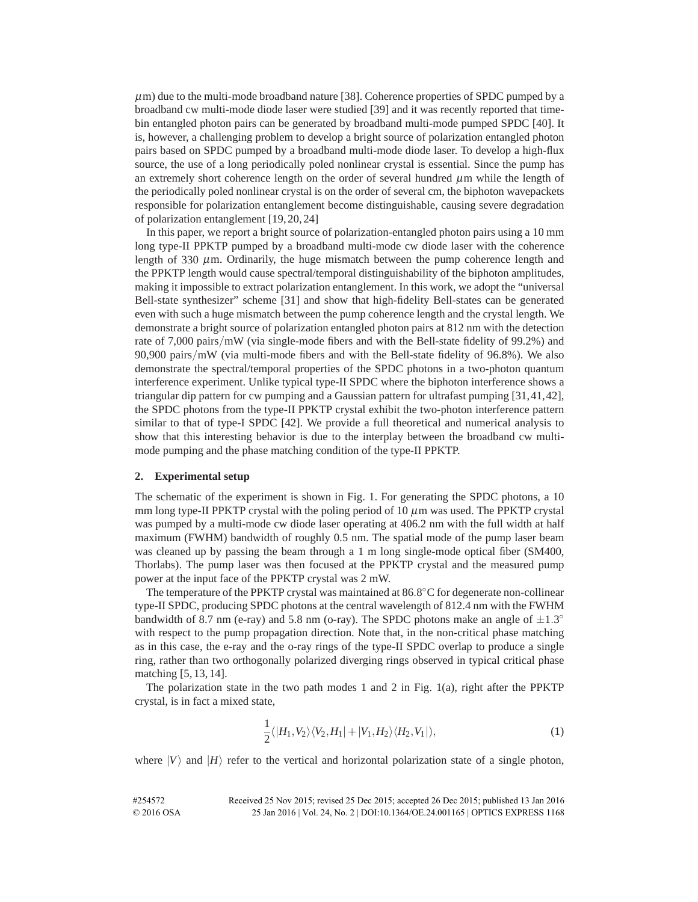$\mu$m) due to the multi-mode broadband nature [38]. Coherence properties of SPDC pumped by a broadband cw multi-mode diode laser were studied [39] and it was recently reported that time-bin entangled photon pairs can be generated by broadband multi-mode pumped SPDC [40]. It is, however, a challenging problem to develop a bright source of polarization entangled photon pairs based on SPDC pumped by a broadband multi-mode diode laser. To develop a high-flux source, the use of a long periodically poled nonlinear crystal is essential. Since the pump has an extremely short coherence length on the order of several hundred $\mu$m while the length of the periodically poled nonlinear crystal is on the order of several cm, the biphoton wavepackets responsible for polarization entanglement become distinguishable, causing severe degradation of polarization entanglement [19, 20, 24]

In this paper, we report a bright source of polarization-entangled photon pairs using a 10 mm long type-II PPKTP pumped by a broadband multi-mode cw diode laser with the coherence length of 330 $\mu$m. Ordinarily, the huge mismatch between the pump coherence length and the PPKTP length would cause spectral/temporal distinguishability of the biphoton amplitudes, making it impossible to extract polarization entanglement. In this work, we adopt the "universal Bell-state synthesizer" scheme [31] and show that high-fidelity Bell-states can be generated even with such a huge mismatch between the pump coherence length and the crystal length. We demonstrate a bright source of polarization entangled photon pairs at 812 nm with the detection rate of 7,000 pairs/mW (via single-mode fibers and with the Bell-state fidelity of 99.2%) and 90,900 pairs/mW (via multi-mode fibers and with the Bell-state fidelity of 96.8%). We also demonstrate the spectral/temporal properties of the SPDC photons in a two-photon quantum interference experiment. Unlike typical type-II SPDC where the biphoton interference shows a triangular dip pattern for cw pumping and a Gaussian pattern for ultrafast pumping [31, 41, 42], the SPDC photons from the type-II PPKTP crystal exhibit the two-photon interference pattern similar to that of type-I SPDC [42]. We provide a full theoretical and numerical analysis to show that this interesting behavior is due to the interplay between the broadband cw multi-mode pumping and the phase matching condition of the type-II PPKTP.

## 2. Experimental setup

The schematic of the experiment is shown in Fig. 1. For generating the SPDC photons, a 10 mm long type-II PPKTP crystal with the poling period of 10 $\mu$m was used. The PPKTP crystal was pumped by a multi-mode cw diode laser operating at 406.2 nm with the full width at half maximum (FWHM) bandwidth of roughly 0.5 nm. The spatial mode of the pump laser beam was cleaned up by passing the beam through a 1 m long single-mode optical fiber (SM400, Thorlabs). The pump laser was then focused at the PPKTP crystal and the measured pump power at the input face of the PPKTP crystal was 2 mW.

The temperature of the PPKTP crystal was maintained at 86.8°C for degenerate non-collinear type-II SPDC, producing SPDC photons at the central wavelength of 812.4 nm with the FWHM bandwidth of 8.7 nm (e-ray) and 5.8 nm (o-ray). The SPDC photons make an angle of $\pm 1.3^\circ$ with respect to the pump propagation direction. Note that, in the non-critical phase matching as in this case, the e-ray and the o-ray rings of the type-II SPDC overlap to produce a single ring, rather than two orthogonally polarized diverging rings observed in typical critical phase matching [5, 13, 14].

The polarization state in the two path modes 1 and 2 in Fig. 1(a), right after the PPKTP crystal, is in fact a mixed state,

$$\frac{1}{2}(|H_1, V_2\rangle\langle V_2, H_1| + |V_1, H_2\rangle\langle H_2, V_1|), \tag{1}$$

where $|V\rangle$ and $|H\rangle$ refer to the vertical and horizontal polarization state of a single photon,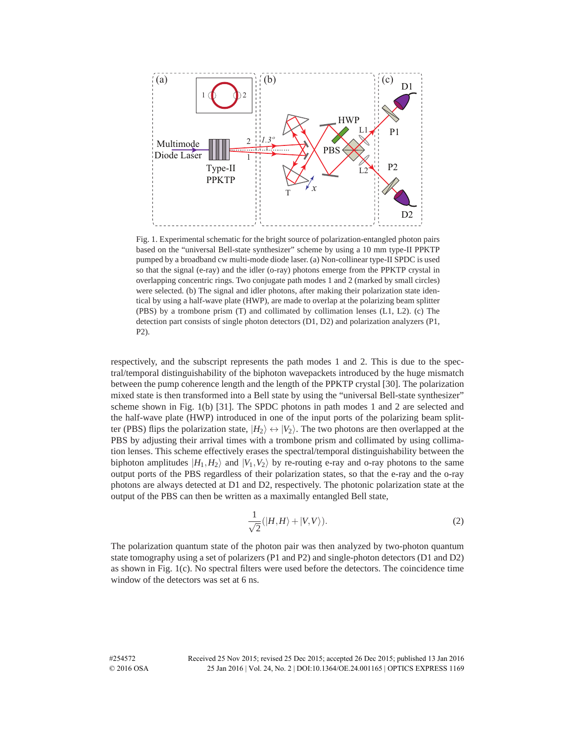Fig. 1. Experimental schematic for the bright source of polarization-entangled photon pairs based on the "universal Bell-state synthesizer" scheme by using a 10 mm type-II PPKTP pumped by a broadband cw multi-mode diode laser. (a) Non-collinear type-II SPDC is used so that the signal (e-ray) and the idler (o-ray) photons emerge from the PPKTP crystal in overlapping concentric rings. Two conjugate path modes 1 and 2 (marked by small circles) were selected. (b) The signal and idler photons, after making their polarization state identical by using a half-wave plate (HWP), are made to overlap at the polarizing beam splitter (PBS) by a trombone prism (T) and collimated by collimation lenses (L1, L2). (c) The detection part consists of single photon detectors (D1, D2) and polarization analyzers (P1, P2).

respectively, and the subscript represents the path modes 1 and 2. This is due to the spectral/temporal distinguishability of the biphoton wavepackets introduced by the huge mismatch between the pump coherence length and the length of the PPKTP crystal [30]. The polarization mixed state is then transformed into a Bell state by using the "universal Bell-state synthesizer" scheme shown in Fig. 1(b) [31]. The SPDC photons in path modes 1 and 2 are selected and the half-wave plate (HWP) introduced in one of the input ports of the polarizing beam splitter (PBS) flips the polarization state, $|H_2\rangle \leftrightarrow |V_2\rangle$. The two photons are then overlapped at the PBS by adjusting their arrival times with a trombone prism and collimated by using collimation lenses. This scheme effectively erases the spectral/temporal distinguishability between the biphoton amplitudes $|H_1,H_2\rangle$ and $|V_1,V_2\rangle$ by re-routing e-ray and o-ray photons to the same output ports of the PBS regardless of their polarization states, so that the e-ray and the o-ray photons are always detected at D1 and D2, respectively. The photonic polarization state at the output of the PBS can then be written as a maximally entangled Bell state,

$$\frac{1}{\sqrt{2}}(|H,H\rangle + |V,V\rangle). \tag{2}$$

The polarization quantum state of the photon pair was then analyzed by two-photon quantum state tomography using a set of polarizers (P1 and P2) and single-photon detectors (D1 and D2) as shown in Fig. 1(c). No spectral filters were used before the detectors. The coincidence time window of the detectors was set at 6 ns.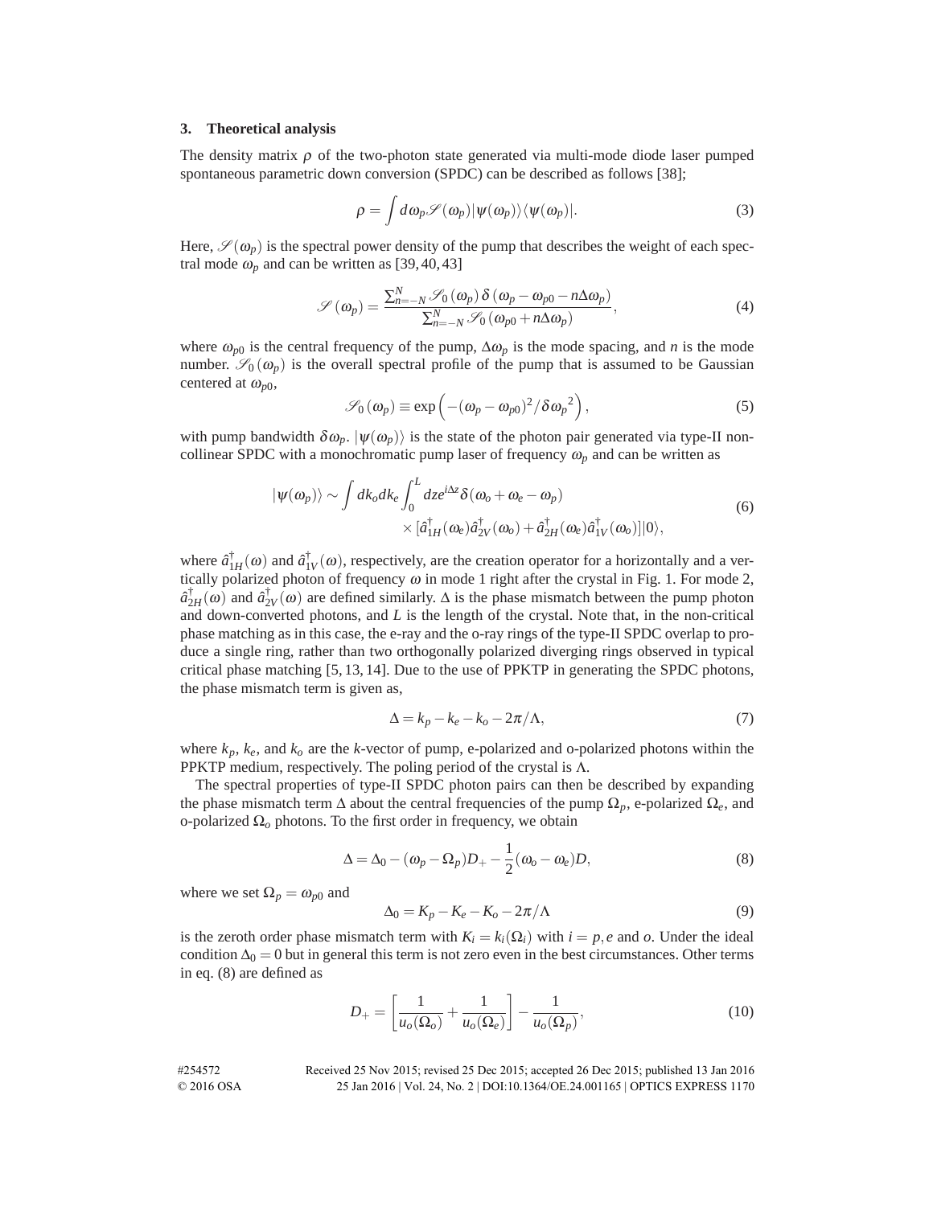### 3. Theoretical analysis

The density matrix $\rho$ of the two-photon state generated via multi-mode diode laser pumped spontaneous parametric down conversion (SPDC) can be described as follows [38];

$$\rho = \int d\omega_p \mathscr{S}(\omega_p)|\psi(\omega_p)\rangle\langle\psi(\omega_p)|. \tag{3}$$

Here, $\mathscr{S}(\omega_p)$ is the spectral power density of the pump that describes the weight of each spectral mode $\omega_p$ and can be written as [39, 40, 43]

$$\mathscr{S}(\omega_p) = \frac{\sum_{n=-N}^{N} \mathscr{S}_0(\omega_p)\,\delta(\omega_p - \omega_{p0} - n\Delta\omega_p)}{\sum_{n=-N}^{N} \mathscr{S}_0(\omega_{p0} + n\Delta\omega_p)}, \tag{4}$$

where $\omega_{p0}$ is the central frequency of the pump, $\Delta\omega_p$ is the mode spacing, and $n$ is the mode number. $\mathscr{S}_0(\omega_p)$ is the overall spectral profile of the pump that is assumed to be Gaussian centered at $\omega_{p0}$,

$$\mathscr{S}_0(\omega_p) \equiv \exp\left(-(\omega_p - \omega_{p0})^2/\delta\omega_p{}^2\right), \tag{5}$$

with pump bandwidth $\delta\omega_p$. $|\psi(\omega_p)\rangle$ is the state of the photon pair generated via type-II noncollinear SPDC with a monochromatic pump laser of frequency $\omega_p$ and can be written as

$$\begin{aligned}|\psi(\omega_p)\rangle \sim \int dk_o dk_e \int_0^L dz e^{i\Delta z}\delta(\omega_o + \omega_e - \omega_p)\\ \times [\hat{a}_{1H}^\dagger(\omega_e)\hat{a}_{2V}^\dagger(\omega_o) + \hat{a}_{2H}^\dagger(\omega_e)\hat{a}_{1V}^\dagger(\omega_o)]|0\rangle,\end{aligned} \tag{6}$$

where $\hat{a}_{1H}^\dagger(\omega)$ and $\hat{a}_{1V}^\dagger(\omega)$, respectively, are the creation operator for a horizontally and a vertically polarized photon of frequency $\omega$ in mode 1 right after the crystal in Fig. 1. For mode 2, $\hat{a}_{2H}^\dagger(\omega)$ and $\hat{a}_{2V}^\dagger(\omega)$ are defined similarly. $\Delta$ is the phase mismatch between the pump photon and down-converted photons, and $L$ is the length of the crystal. Note that, in the non-critical phase matching as in this case, the e-ray and the o-ray rings of the type-II SPDC overlap to produce a single ring, rather than two orthogonally polarized diverging rings observed in typical critical phase matching [5, 13, 14]. Due to the use of PPKTP in generating the SPDC photons, the phase mismatch term is given as,

$$\Delta = k_p - k_e - k_o - 2\pi/\Lambda, \tag{7}$$

where $k_p$, $k_e$, and $k_o$ are the $k$-vector of pump, e-polarized and o-polarized photons within the PPKTP medium, respectively. The poling period of the crystal is $\Lambda$.

The spectral properties of type-II SPDC photon pairs can then be described by expanding the phase mismatch term $\Delta$ about the central frequencies of the pump $\Omega_p$, e-polarized $\Omega_e$, and o-polarized $\Omega_o$ photons. To the first order in frequency, we obtain

$$\Delta = \Delta_0 - (\omega_p - \Omega_p)D_+ - \frac{1}{2}(\omega_o - \omega_e)D, \tag{8}$$

where we set $\Omega_p = \omega_{p0}$ and

$$\Delta_0 = K_p - K_e - K_o - 2\pi/\Lambda \tag{9}$$

is the zeroth order phase mismatch term with $K_i = k_i(\Omega_i)$ with $i = p, e$ and $o$. Under the ideal condition $\Delta_0 = 0$ but in general this term is not zero even in the best circumstances. Other terms in eq. (8) are defined as

$$D_+ = \left[\frac{1}{u_o(\Omega_o)} + \frac{1}{u_o(\Omega_e)}\right] - \frac{1}{u_o(\Omega_p)}, \tag{10}$$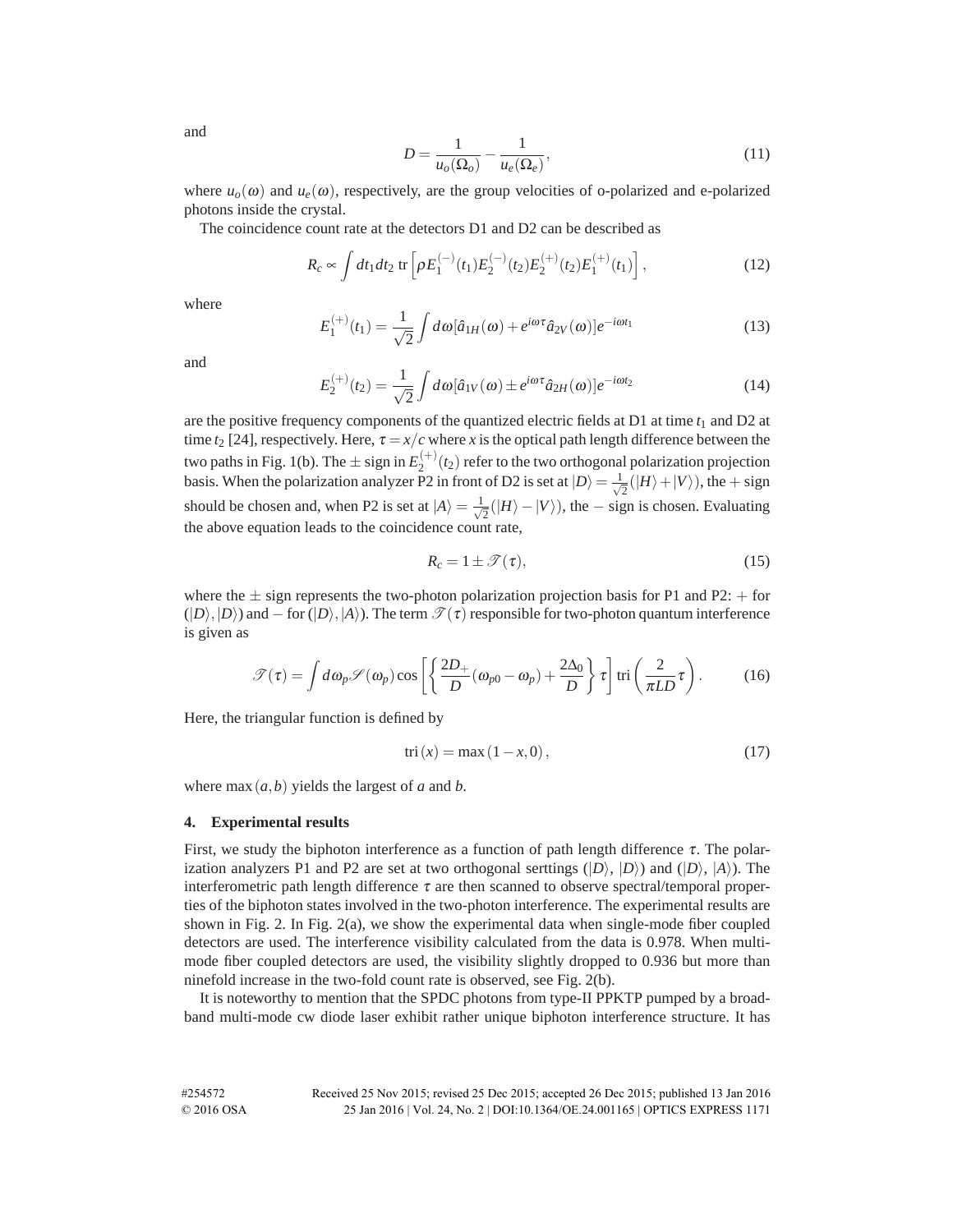and

$$D = \frac{1}{u_o(\Omega_o)} - \frac{1}{u_e(\Omega_e)}, \tag{11}$$

where $u_o(\omega)$ and $u_e(\omega)$, respectively, are the group velocities of o-polarized and e-polarized photons inside the crystal.

The coincidence count rate at the detectors D1 and D2 can be described as

$$R_c \propto \int dt_1 dt_2 \,\mathrm{tr}\left[\rho E_1^{(-)}(t_1) E_2^{(-)}(t_2) E_2^{(+)}(t_2) E_1^{(+)}(t_1)\right], \tag{12}$$

where

$$E_1^{(+)}(t_1) = \frac{1}{\sqrt{2}} \int d\omega [\hat{a}_{1H}(\omega) + e^{i\omega\tau} \hat{a}_{2V}(\omega)] e^{-i\omega t_1} \tag{13}$$

and

$$E_2^{(+)}(t_2) = \frac{1}{\sqrt{2}} \int d\omega [\hat{a}_{1V}(\omega) \pm e^{i\omega\tau} \hat{a}_{2H}(\omega)] e^{-i\omega t_2} \tag{14}$$

are the positive frequency components of the quantized electric fields at D1 at time $t_1$ and D2 at time $t_2$ [24], respectively. Here, $\tau = x/c$ where $x$ is the optical path length difference between the two paths in Fig. 1(b). The $\pm$ sign in $E_2^{(+)}(t_2)$ refer to the two orthogonal polarization projection basis. When the polarization analyzer P2 in front of D2 is set at $|D\rangle = \frac{1}{\sqrt{2}}(|H\rangle + |V\rangle)$, the $+$ sign should be chosen and, when P2 is set at $|A\rangle = \frac{1}{\sqrt{2}}(|H\rangle - |V\rangle)$, the $-$ sign is chosen. Evaluating the above equation leads to the coincidence count rate,

$$R_c = 1 \pm \mathscr{T}(\tau), \tag{15}$$

where the $\pm$ sign represents the two-photon polarization projection basis for P1 and P2: $+$ for $(|D\rangle, |D\rangle)$ and $-$ for $(|D\rangle, |A\rangle)$. The term $\mathscr{T}(\tau)$ responsible for two-photon quantum interference is given as

$$\mathscr{T}(\tau) = \int d\omega_p \mathscr{S}(\omega_p) \cos\left[\left\{\frac{2D_+}{D}(\omega_{p0} - \omega_p) + \frac{2\Delta_0}{D}\right\}\tau\right] \mathrm{tri}\left(\frac{2}{\pi L D}\tau\right). \tag{16}$$

Here, the triangular function is defined by

$$\mathrm{tri}(x) = \max(1 - x, 0), \tag{17}$$

where $\max(a, b)$ yields the largest of $a$ and $b$.

## 4. Experimental results

First, we study the biphoton interference as a function of path length difference $\tau$. The polarization analyzers P1 and P2 are set at two orthogonal serttings ($|D\rangle$, $|D\rangle$) and ($|D\rangle$, $|A\rangle$). The interferometric path length difference $\tau$ are then scanned to observe spectral/temporal properties of the biphoton states involved in the two-photon interference. The experimental results are shown in Fig. 2. In Fig. 2(a), we show the experimental data when single-mode fiber coupled detectors are used. The interference visibility calculated from the data is 0.978. When multi-mode fiber coupled detectors are used, the visibility slightly dropped to 0.936 but more than ninefold increase in the two-fold count rate is observed, see Fig. 2(b).

It is noteworthy to mention that the SPDC photons from type-II PPKTP pumped by a broadband multi-mode cw diode laser exhibit rather unique biphoton interference structure. It has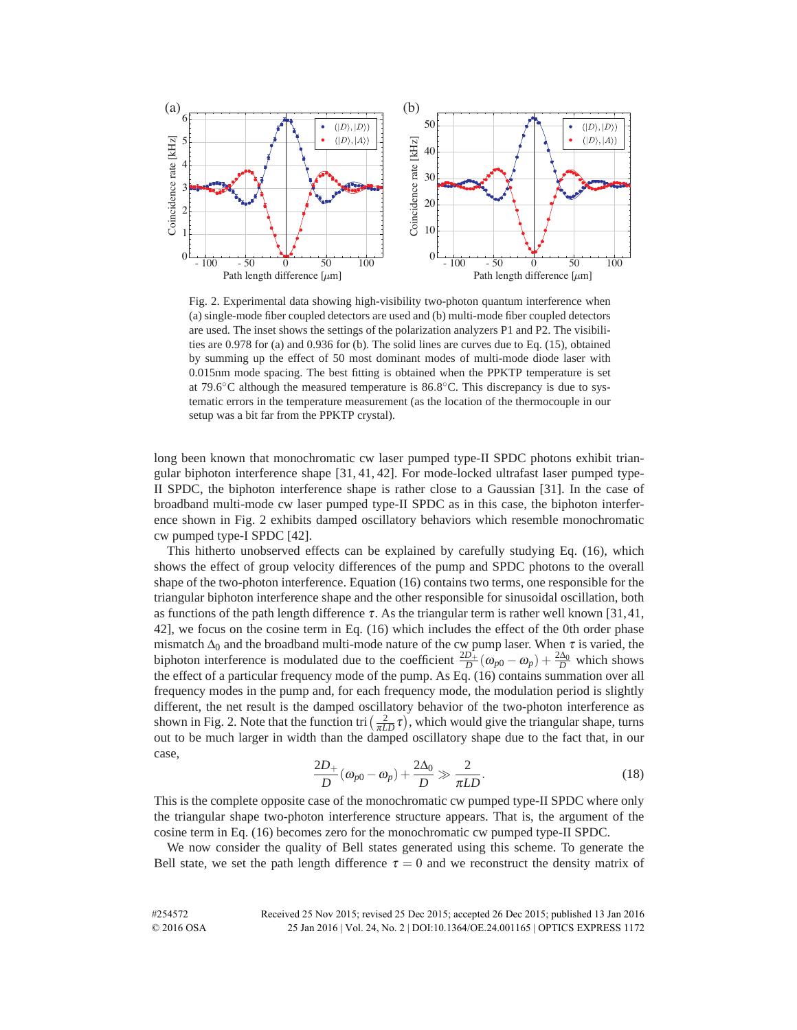Fig. 2. Experimental data showing high-visibility two-photon quantum interference when (a) single-mode fiber coupled detectors are used and (b) multi-mode fiber coupled detectors are used. The inset shows the settings of the polarization analyzers P1 and P2. The visibilities are 0.978 for (a) and 0.936 for (b). The solid lines are curves due to Eq. (15), obtained by summing up the effect of 50 most dominant modes of multi-mode diode laser with 0.015nm mode spacing. The best fitting is obtained when the PPKTP temperature is set at 79.6°C although the measured temperature is 86.8°C. This discrepancy is due to systematic errors in the temperature measurement (as the location of the thermocouple in our setup was a bit far from the PPKTP crystal).

long been known that monochromatic cw laser pumped type-II SPDC photons exhibit triangular biphoton interference shape [31, 41, 42]. For mode-locked ultrafast laser pumped type-II SPDC, the biphoton interference shape is rather close to a Gaussian [31]. In the case of broadband multi-mode cw laser pumped type-II SPDC as in this case, the biphoton interference shown in Fig. 2 exhibits damped oscillatory behaviors which resemble monochromatic cw pumped type-I SPDC [42].

This hitherto unobserved effects can be explained by carefully studying Eq. (16), which shows the effect of group velocity differences of the pump and SPDC photons to the overall shape of the two-photon interference. Equation (16) contains two terms, one responsible for the triangular biphoton interference shape and the other responsible for sinusoidal oscillation, both as functions of the path length difference $\tau$. As the triangular term is rather well known [31, 41, 42], we focus on the cosine term in Eq. (16) which includes the effect of the 0th order phase mismatch $\Delta_0$ and the broadband multi-mode nature of the cw pump laser. When $\tau$ is varied, the biphoton interference is modulated due to the coefficient $\frac{2D_+}{D}(\omega_{p0}-\omega_p)+\frac{2\Delta_0}{D}$ which shows the effect of a particular frequency mode of the pump. As Eq. (16) contains summation over all frequency modes in the pump and, for each frequency mode, the modulation period is slightly different, the net result is the damped oscillatory behavior of the two-photon interference as shown in Fig. 2. Note that the function $\mathrm{tri}\left(\frac{2}{\pi LD}\tau\right)$, which would give the triangular shape, turns out to be much larger in width than the damped oscillatory shape due to the fact that, in our case,

$$\frac{2D_+}{D}(\omega_{p0}-\omega_p)+\frac{2\Delta_0}{D} \gg \frac{2}{\pi LD}. \tag{18}$$

This is the complete opposite case of the monochromatic cw pumped type-II SPDC where only the triangular shape two-photon interference structure appears. That is, the argument of the cosine term in Eq. (16) becomes zero for the monochromatic cw pumped type-II SPDC.

We now consider the quality of Bell states generated using this scheme. To generate the Bell state, we set the path length difference $\tau = 0$ and we reconstruct the density matrix of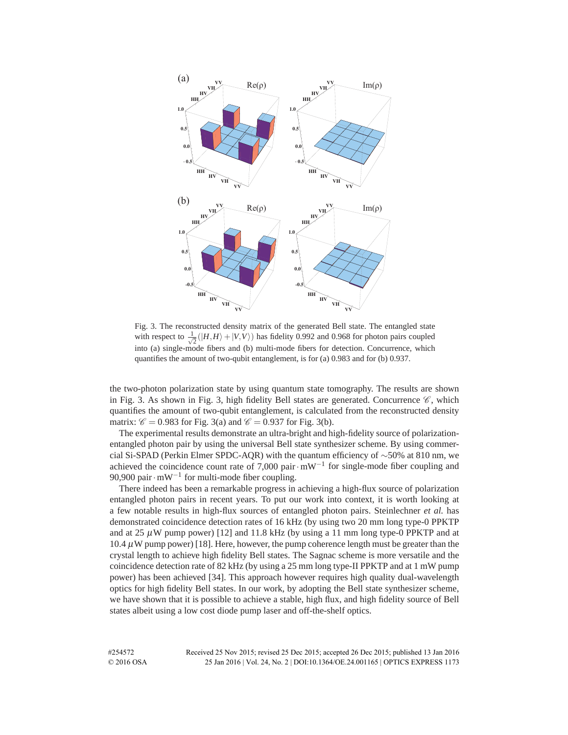Fig. 3. The reconstructed density matrix of the generated Bell state. The entangled state with respect to $\frac{1}{\sqrt{2}}(|H,H\rangle + |V,V\rangle)$ has fidelity 0.992 and 0.968 for photon pairs coupled into (a) single-mode fibers and (b) multi-mode fibers for detection. Concurrence, which quantifies the amount of two-qubit entanglement, is for (a) 0.983 and for (b) 0.937.

the two-photon polarization state by using quantum state tomography. The results are shown in Fig. 3. As shown in Fig. 3, high fidelity Bell states are generated. Concurrence $\mathscr{C}$, which quantifies the amount of two-qubit entanglement, is calculated from the reconstructed density matrix: $\mathscr{C} = 0.983$ for Fig. 3(a) and $\mathscr{C} = 0.937$ for Fig. 3(b).

The experimental results demonstrate an ultra-bright and high-fidelity source of polarization-entangled photon pair by using the universal Bell state synthesizer scheme. By using commercial Si-SPAD (Perkin Elmer SPDC-AQR) with the quantum efficiency of $\sim$50% at 810 nm, we achieved the coincidence count rate of 7,000 pair$\cdot$mW$^{-1}$ for single-mode fiber coupling and 90,900 pair$\cdot$mW$^{-1}$ for multi-mode fiber coupling.

There indeed has been a remarkable progress in achieving a high-flux source of polarization entangled photon pairs in recent years. To put our work into context, it is worth looking at a few notable results in high-flux sources of entangled photon pairs. Steinlechner *et al.* has demonstrated coincidence detection rates of 16 kHz (by using two 20 mm long type-0 PPKTP and at 25 $\mu$W pump power) [12] and 11.8 kHz (by using a 11 mm long type-0 PPKTP and at 10.4 $\mu$W pump power) [18]. Here, however, the pump coherence length must be greater than the crystal length to achieve high fidelity Bell states. The Sagnac scheme is more versatile and the coincidence detection rate of 82 kHz (by using a 25 mm long type-II PPKTP and at 1 mW pump power) has been achieved [34]. This approach however requires high quality dual-wavelength optics for high fidelity Bell states. In our work, by adopting the Bell state synthesizer scheme, we have shown that it is possible to achieve a stable, high flux, and high fidelity source of Bell states albeit using a low cost diode pump laser and off-the-shelf optics.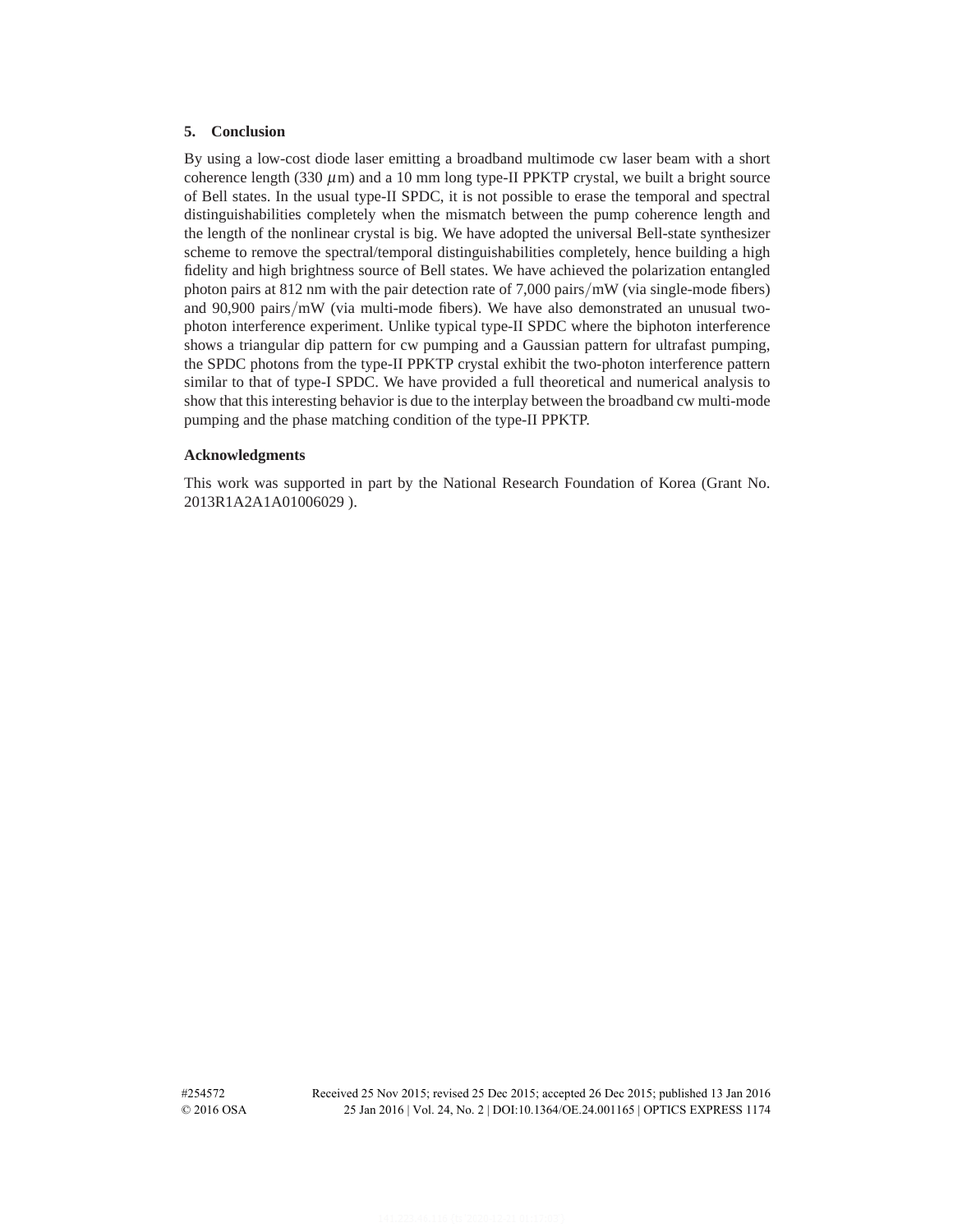## 5. Conclusion

By using a low-cost diode laser emitting a broadband multimode cw laser beam with a short coherence length (330 $\mu$m) and a 10 mm long type-II PPKTP crystal, we built a bright source of Bell states. In the usual type-II SPDC, it is not possible to erase the temporal and spectral distinguishabilities completely when the mismatch between the pump coherence length and the length of the nonlinear crystal is big. We have adopted the universal Bell-state synthesizer scheme to remove the spectral/temporal distinguishabilities completely, hence building a high fidelity and high brightness source of Bell states. We have achieved the polarization entangled photon pairs at 812 nm with the pair detection rate of 7,000 pairs/mW (via single-mode fibers) and 90,900 pairs/mW (via multi-mode fibers). We have also demonstrated an unusual two-photon interference experiment. Unlike typical type-II SPDC where the biphoton interference shows a triangular dip pattern for cw pumping and a Gaussian pattern for ultrafast pumping, the SPDC photons from the type-II PPKTP crystal exhibit the two-photon interference pattern similar to that of type-I SPDC. We have provided a full theoretical and numerical analysis to show that this interesting behavior is due to the interplay between the broadband cw multi-mode pumping and the phase matching condition of the type-II PPKTP.

### Acknowledgments

This work was supported in part by the National Research Foundation of Korea (Grant No. 2013R1A2A1A01006029 ).